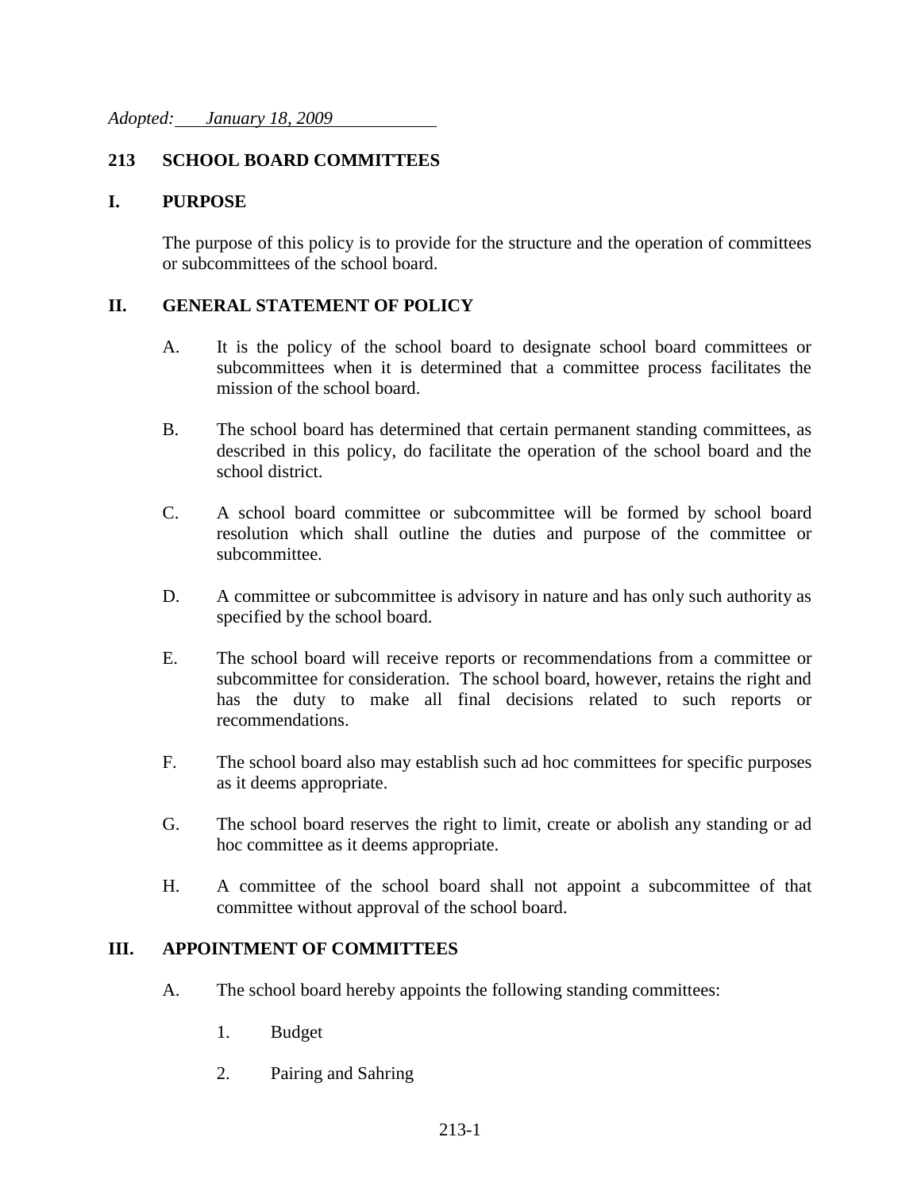*Adopted: January 18, 2009*

# 213 SCHOOL BOARD COMMITTEES

## I. PURPOSE

The purpose of this policy is to provide for the structure and the operation of committees or subcommittees of the school board.

## II. GENERAL STATEMENT OF POLICY

A. It is the policy of the school board to designate school board committees or subcommittees when it is determined that a committee process facilitates the mission of the school board.

B. The school board has determined that certain permanent standing committees, as described in this policy, do facilitate the operation of the school board and the school district.

C. A school board committee or subcommittee will be formed by school board resolution which shall outline the duties and purpose of the committee or subcommittee.

D. A committee or subcommittee is advisory in nature and has only such authority as specified by the school board.

E. The school board will receive reports or recommendations from a committee or subcommittee for consideration. The school board, however, retains the right and has the duty to make all final decisions related to such reports or recommendations.

F. The school board also may establish such ad hoc committees for specific purposes as it deems appropriate.

G. The school board reserves the right to limit, create or abolish any standing or ad hoc committee as it deems appropriate.

H. A committee of the school board shall not appoint a subcommittee of that committee without approval of the school board.

## III. APPOINTMENT OF COMMITTEES

A. The school board hereby appoints the following standing committees:

1. Budget
2. Pairing and Sahring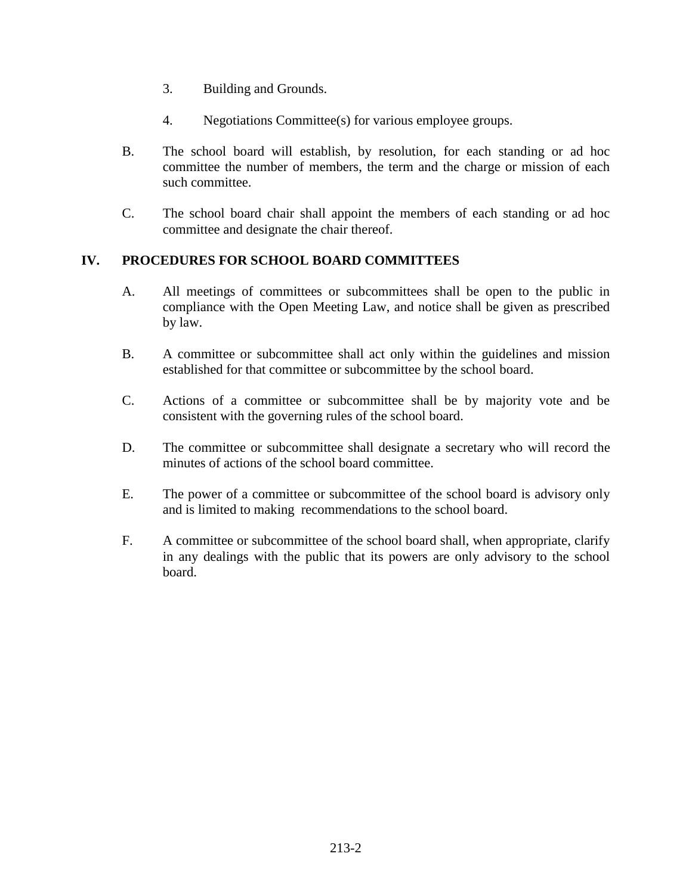3. Building and Grounds.

4. Negotiations Committee(s) for various employee groups.

B. The school board will establish, by resolution, for each standing or ad hoc committee the number of members, the term and the charge or mission of each such committee.

C. The school board chair shall appoint the members of each standing or ad hoc committee and designate the chair thereof.

## IV. PROCEDURES FOR SCHOOL BOARD COMMITTEES

A. All meetings of committees or subcommittees shall be open to the public in compliance with the Open Meeting Law, and notice shall be given as prescribed by law.

B. A committee or subcommittee shall act only within the guidelines and mission established for that committee or subcommittee by the school board.

C. Actions of a committee or subcommittee shall be by majority vote and be consistent with the governing rules of the school board.

D. The committee or subcommittee shall designate a secretary who will record the minutes of actions of the school board committee.

E. The power of a committee or subcommittee of the school board is advisory only and is limited to making recommendations to the school board.

F. A committee or subcommittee of the school board shall, when appropriate, clarify in any dealings with the public that its powers are only advisory to the school board.